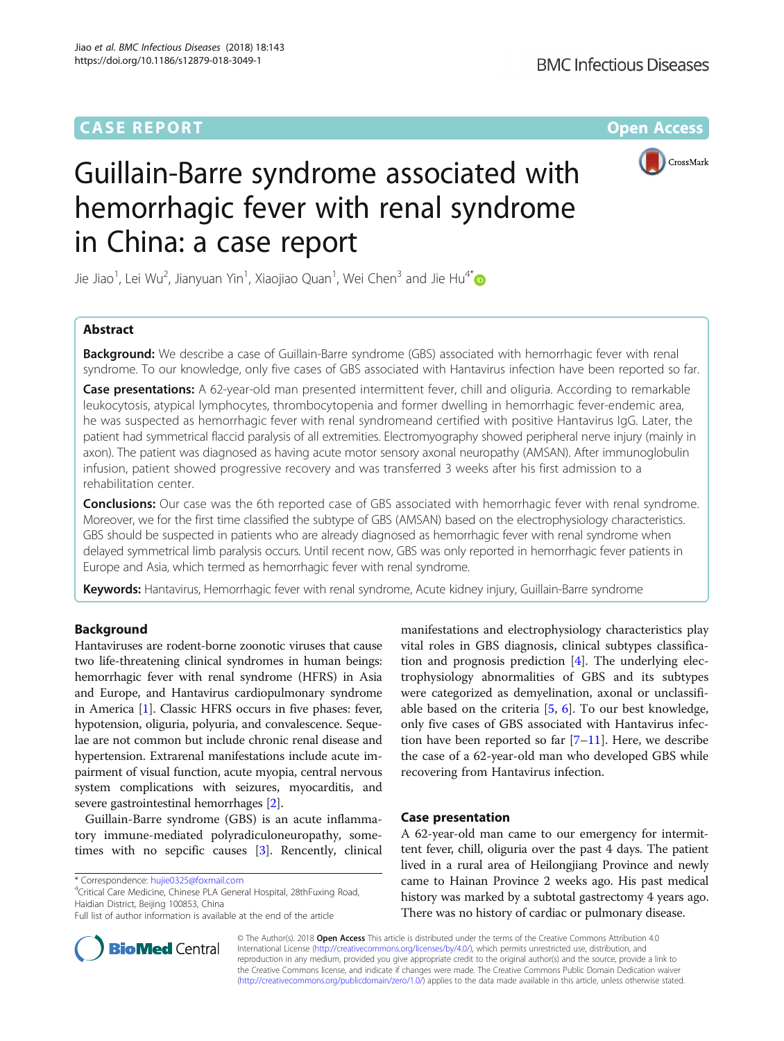CASE REPORT

Open Access

# Guillain-Barre syndrome associated with hemorrhagic fever with renal syndrome in China: a case report

Jie Jiao[1], Lei Wu[2], Jianyuan Yin[1], Xiaojiao Quan[1], Wei Chen[3] and Jie Hu[4*]

## Abstract

**Background:** We describe a case of Guillain-Barre syndrome (GBS) associated with hemorrhagic fever with renal syndrome. To our knowledge, only five cases of GBS associated with Hantavirus infection have been reported so far.

**Case presentations:** A 62-year-old man presented intermittent fever, chill and oliguria. According to remarkable leukocytosis, atypical lymphocytes, thrombocytopenia and former dwelling in hemorrhagic fever-endemic area, he was suspected as hemorrhagic fever with renal syndromeand certified with positive Hantavirus IgG. Later, the patient had symmetrical flaccid paralysis of all extremities. Electromyography showed peripheral nerve injury (mainly in axon). The patient was diagnosed as having acute motor sensory axonal neuropathy (AMSAN). After immunoglobulin infusion, patient showed progressive recovery and was transferred 3 weeks after his first admission to a rehabilitation center.

**Conclusions:** Our case was the 6th reported case of GBS associated with hemorrhagic fever with renal syndrome. Moreover, we for the first time classified the subtype of GBS (AMSAN) based on the electrophysiology characteristics. GBS should be suspected in patients who are already diagnosed as hemorrhagic fever with renal syndrome when delayed symmetrical limb paralysis occurs. Until recent now, GBS was only reported in hemorrhagic fever patients in Europe and Asia, which termed as hemorrhagic fever with renal syndrome.

**Keywords:** Hantavirus, Hemorrhagic fever with renal syndrome, Acute kidney injury, Guillain-Barre syndrome

## Background

Hantaviruses are rodent-borne zoonotic viruses that cause two life-threatening clinical syndromes in human beings: hemorrhagic fever with renal syndrome (HFRS) in Asia and Europe, and Hantavirus cardiopulmonary syndrome in America [1]. Classic HFRS occurs in five phases: fever, hypotension, oliguria, polyuria, and convalescence. Sequelae are not common but include chronic renal disease and hypertension. Extrarenal manifestations include acute impairment of visual function, acute myopia, central nervous system complications with seizures, myocarditis, and severe gastrointestinal hemorrhages [2].

Guillain-Barre syndrome (GBS) is an acute inflammatory immune-mediated polyradiculoneuropathy, sometimes with no sepcific causes [3]. Rencently, clinical manifestations and electrophysiology characteristics play vital roles in GBS diagnosis, clinical subtypes classification and prognosis prediction [4]. The underlying electrophysiology abnormalities of GBS and its subtypes were categorized as demyelination, axonal or unclassifiable based on the criteria [5, 6]. To our best knowledge, only five cases of GBS associated with Hantavirus infection have been reported so far [7–11]. Here, we describe the case of a 62-year-old man who developed GBS while recovering from Hantavirus infection.

## Case presentation

A 62-year-old man came to our emergency for intermittent fever, chill, oliguria over the past 4 days. The patient lived in a rural area of Heilongjiang Province and newly came to Hainan Province 2 weeks ago. His past medical history was marked by a subtotal gastrectomy 4 years ago. There was no history of cardiac or pulmonary disease.

\* Correspondence: hujie0325@foxmail.com
[4]Critical Care Medicine, Chinese PLA General Hospital, 28thFuxing Road, Haidian District, Beijing 100853, China
Full list of author information is available at the end of the article

© The Author(s). 2018 **Open Access** This article is distributed under the terms of the Creative Commons Attribution 4.0 International License (http://creativecommons.org/licenses/by/4.0/), which permits unrestricted use, distribution, and reproduction in any medium, provided you give appropriate credit to the original author(s) and the source, provide a link to the Creative Commons license, and indicate if changes were made. The Creative Commons Public Domain Dedication waiver (http://creativecommons.org/publicdomain/zero/1.0/) applies to the data made available in this article, unless otherwise stated.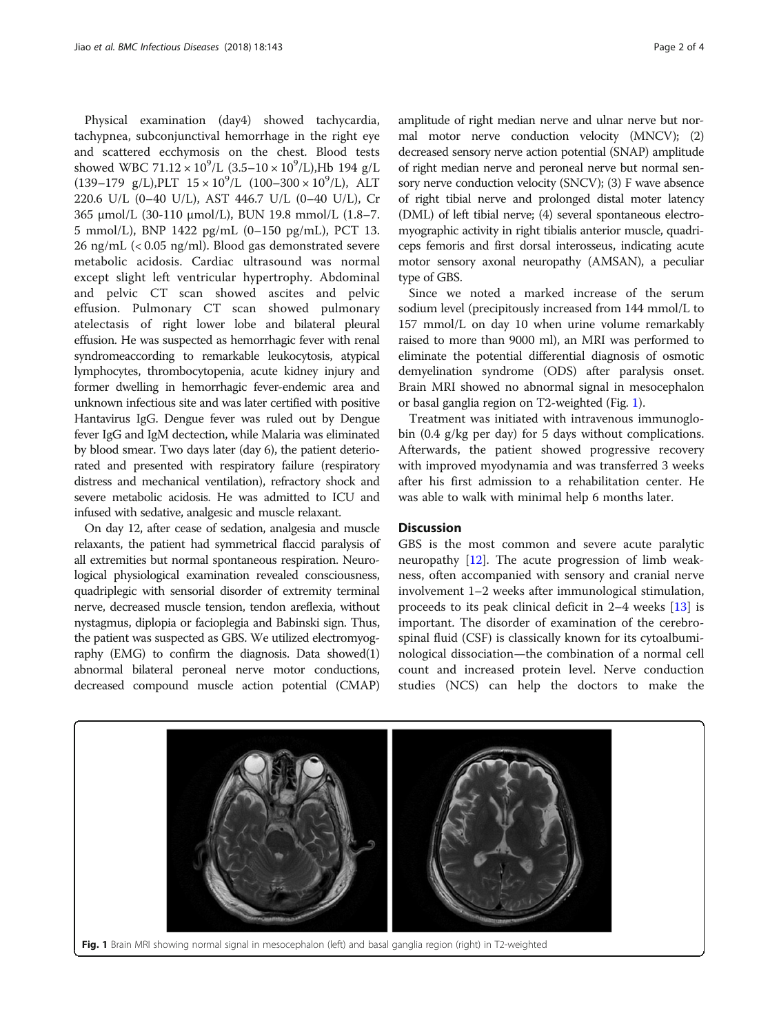Physical examination (day4) showed tachycardia, tachypnea, subconjunctival hemorrhage in the right eye and scattered ecchymosis on the chest. Blood tests showed WBC $71.12 \times 10^9$/L ($3.5–10 \times 10^9$/L), Hb 194 g/L (139–179 g/L), PLT $15 \times 10^9$/L ($100–300 \times 10^9$/L), ALT 220.6 U/L (0–40 U/L), AST 446.7 U/L (0–40 U/L), Cr 365 μmol/L (30-110 μmol/L), BUN 19.8 mmol/L (1.8–7.5 mmol/L), BNP 1422 pg/mL (0–150 pg/mL), PCT 13.26 ng/mL (< 0.05 ng/ml). Blood gas demonstrated severe metabolic acidosis. Cardiac ultrasound was normal except slight left ventricular hypertrophy. Abdominal and pelvic CT scan showed ascites and pelvic effusion. Pulmonary CT scan showed pulmonary atelectasis of right lower lobe and bilateral pleural effusion. He was suspected as hemorrhagic fever with renal syndromeaccording to remarkable leukocytosis, atypical lymphocytes, thrombocytopenia, acute kidney injury and former dwelling in hemorrhagic fever-endemic area and unknown infectious site and was later certified with positive Hantavirus IgG. Dengue fever was ruled out by Dengue fever IgG and IgM dectection, while Malaria was eliminated by blood smear. Two days later (day 6), the patient deteriorated and presented with respiratory failure (respiratory distress and mechanical ventilation), refractory shock and severe metabolic acidosis. He was admitted to ICU and infused with sedative, analgesic and muscle relaxant.

On day 12, after cease of sedation, analgesia and muscle relaxants, the patient had symmetrical flaccid paralysis of all extremities but normal spontaneous respiration. Neurological physiological examination revealed consciousness, quadriplegic with sensorial disorder of extremity terminal nerve, decreased muscle tension, tendon areflexia, without nystagmus, diplopia or facioplegia and Babinski sign. Thus, the patient was suspected as GBS. We utilized electromyography (EMG) to confirm the diagnosis. Data showed(1) abnormal bilateral peroneal nerve motor conductions, decreased compound muscle action potential (CMAP) amplitude of right median nerve and ulnar nerve but normal motor nerve conduction velocity (MNCV); (2) decreased sensory nerve action potential (SNAP) amplitude of right median nerve and peroneal nerve but normal sensory nerve conduction velocity (SNCV); (3) F wave absence of right tibial nerve and prolonged distal moter latency (DML) of left tibial nerve; (4) several spontaneous electromyographic activity in right tibialis anterior muscle, quadriceps femoris and first dorsal interosseus, indicating acute motor sensory axonal neuropathy (AMSAN), a peculiar type of GBS.

Since we noted a marked increase of the serum sodium level (precipitously increased from 144 mmol/L to 157 mmol/L on day 10 when urine volume remarkably raised to more than 9000 ml), an MRI was performed to eliminate the potential differential diagnosis of osmotic demyelination syndrome (ODS) after paralysis onset. Brain MRI showed no abnormal signal in mesocephalon or basal ganglia region on T2-weighted (Fig. 1).

Treatment was initiated with intravenous immunoglobin (0.4 g/kg per day) for 5 days without complications. Afterwards, the patient showed progressive recovery with improved myodynamia and was transferred 3 weeks after his first admission to a rehabilitation center. He was able to walk with minimal help 6 months later.

## Discussion

GBS is the most common and severe acute paralytic neuropathy [12]. The acute progression of limb weakness, often accompanied with sensory and cranial nerve involvement 1–2 weeks after immunological stimulation, proceeds to its peak clinical deficit in 2–4 weeks [13] is important. The disorder of examination of the cerebrospinal fluid (CSF) is classically known for its cytoalbuminological dissociation—the combination of a normal cell count and increased protein level. Nerve conduction studies (NCS) can help the doctors to make the

**Fig. 1** Brain MRI showing normal signal in mesocephalon (left) and basal ganglia region (right) in T2-weighted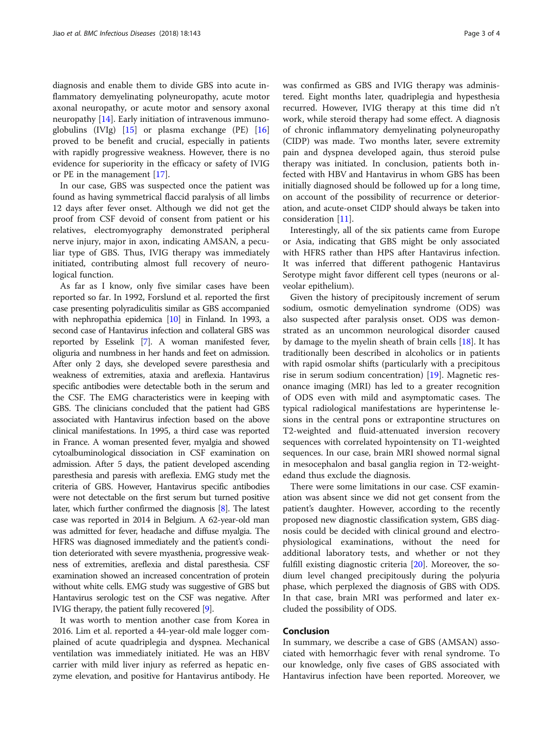diagnosis and enable them to divide GBS into acute inflammatory demyelinating polyneuropathy, acute motor axonal neuropathy, or acute motor and sensory axonal neuropathy [14]. Early initiation of intravenous immunoglobulins (IVIg) [15] or plasma exchange (PE) [16] proved to be benefit and crucial, especially in patients with rapidly progressive weakness. However, there is no evidence for superiority in the efficacy or safety of IVIG or PE in the management [17].

In our case, GBS was suspected once the patient was found as having symmetrical flaccid paralysis of all limbs 12 days after fever onset. Although we did not get the proof from CSF devoid of consent from patient or his relatives, electromyography demonstrated peripheral nerve injury, major in axon, indicating AMSAN, a peculiar type of GBS. Thus, IVIG therapy was immediately initiated, contributing almost full recovery of neurological function.

As far as I know, only five similar cases have been reported so far. In 1992, Forslund et al. reported the first case presenting polyradiculitis similar as GBS accompanied with nephropathia epidemica [10] in Finland. In 1993, a second case of Hantavirus infection and collateral GBS was reported by Esselink [7]. A woman manifested fever, oliguria and numbness in her hands and feet on admission. After only 2 days, she developed severe paresthesia and weakness of extremities, ataxia and areflexia. Hantavirus specific antibodies were detectable both in the serum and the CSF. The EMG characteristics were in keeping with GBS. The clinicians concluded that the patient had GBS associated with Hantavirus infection based on the above clinical manifestations. In 1995, a third case was reported in France. A woman presented fever, myalgia and showed cytoalbuminological dissociation in CSF examination on admission. After 5 days, the patient developed ascending paresthesia and paresis with areflexia. EMG study met the criteria of GBS. However, Hantavirus specific antibodies were not detectable on the first serum but turned positive later, which further confirmed the diagnosis [8]. The latest case was reported in 2014 in Belgium. A 62-year-old man was admitted for fever, headache and diffuse myalgia. The HFRS was diagnosed immediately and the patient's condition deteriorated with severe myasthenia, progressive weakness of extremities, areflexia and distal paresthesia. CSF examination showed an increased concentration of protein without white cells. EMG study was suggestive of GBS but Hantavirus serologic test on the CSF was negative. After IVIG therapy, the patient fully recovered [9].

It was worth to mention another case from Korea in 2016. Lim et al. reported a 44-year-old male logger complained of acute quadriplegia and dyspnea. Mechanical ventilation was immediately initiated. He was an HBV carrier with mild liver injury as referred as hepatic enzyme elevation, and positive for Hantavirus antibody. He was confirmed as GBS and IVIG therapy was administered. Eight months later, quadriplegia and hypesthesia recurred. However, IVIG therapy at this time did n't work, while steroid therapy had some effect. A diagnosis of chronic inflammatory demyelinating polyneuropathy (CIDP) was made. Two months later, severe extremity pain and dyspnea developed again, thus steroid pulse therapy was initiated. In conclusion, patients both infected with HBV and Hantavirus in whom GBS has been initially diagnosed should be followed up for a long time, on account of the possibility of recurrence or deterioration, and acute-onset CIDP should always be taken into consideration [11].

Interestingly, all of the six patients came from Europe or Asia, indicating that GBS might be only associated with HFRS rather than HPS after Hantavirus infection. It was inferred that different pathogenic Hantavirus Serotype might favor different cell types (neurons or alveolar epithelium).

Given the history of precipitously increment of serum sodium, osmotic demyelination syndrome (ODS) was also suspected after paralysis onset. ODS was demonstrated as an uncommon neurological disorder caused by damage to the myelin sheath of brain cells [18]. It has traditionally been described in alcoholics or in patients with rapid osmolar shifts (particularly with a precipitous rise in serum sodium concentration) [19]. Magnetic resonance imaging (MRI) has led to a greater recognition of ODS even with mild and asymptomatic cases. The typical radiological manifestations are hyperintense lesions in the central pons or extrapontine structures on T2-weighted and fluid-attenuated inversion recovery sequences with correlated hypointensity on T1-weighted sequences. In our case, brain MRI showed normal signal in mesocephalon and basal ganglia region in T2-weightedand thus exclude the diagnosis.

There were some limitations in our case. CSF examination was absent since we did not get consent from the patient's daughter. However, according to the recently proposed new diagnostic classification system, GBS diagnosis could be decided with clinical ground and electrophysiological examinations, without the need for additional laboratory tests, and whether or not they fulfill existing diagnostic criteria [20]. Moreover, the sodium level changed precipitously during the polyuria phase, which perplexed the diagnosis of GBS with ODS. In that case, brain MRI was performed and later excluded the possibility of ODS.

## Conclusion

In summary, we describe a case of GBS (AMSAN) associated with hemorrhagic fever with renal syndrome. To our knowledge, only five cases of GBS associated with Hantavirus infection have been reported. Moreover, we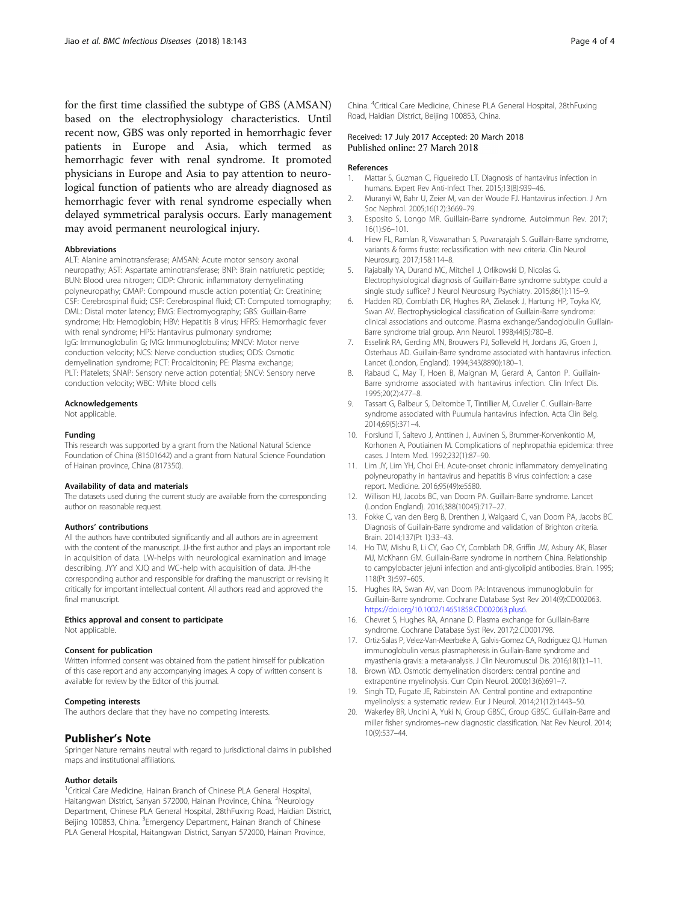for the first time classified the subtype of GBS (AMSAN) based on the electrophysiology characteristics. Until recent now, GBS was only reported in hemorrhagic fever patients in Europe and Asia, which termed as hemorrhagic fever with renal syndrome. It promoted physicians in Europe and Asia to pay attention to neurological function of patients who are already diagnosed as hemorrhagic fever with renal syndrome especially when delayed symmetrical paralysis occurs. Early management may avoid permanent neurological injury.

#### Abbreviations

ALT: Alanine aminotransferase; AMSAN: Acute motor sensory axonal neuropathy; AST: Aspartate aminotransferase; BNP: Brain natriuretic peptide; BUN: Blood urea nitrogen; CIDP: Chronic inflammatory demyelinating polyneuropathy; CMAP: Compound muscle action potential; Cr: Creatinine; CSF: Cerebrospinal fluid; CSF: Cerebrospinal fluid; CT: Computed tomography; DML: Distal moter latency; EMG: Electromyography; GBS: Guillain-Barre syndrome; Hb: Hemoglobin; HBV: Hepatitis B virus; HFRS: Hemorrhagic fever with renal syndrome; HPS: Hantavirus pulmonary syndrome; IgG: Immunoglobulin G; IVIG: Immunoglobulins; MNCV: Motor nerve conduction velocity; NCS: Nerve conduction studies; ODS: Osmotic demyelination syndrome; PCT: Procalcitonin; PE: Plasma exchange; PLT: Platelets; SNAP: Sensory nerve action potential; SNCV: Sensory nerve conduction velocity; WBC: White blood cells

#### Acknowledgements

Not applicable.

#### Funding

This research was supported by a grant from the National Natural Science Foundation of China (81501642) and a grant from Natural Science Foundation of Hainan province, China (817350).

#### Availability of data and materials

The datasets used during the current study are available from the corresponding author on reasonable request.

#### Authors' contributions

All the authors have contributed significantly and all authors are in agreement with the content of the manuscript. JJ-the first author and plays an important role in acquisition of data. LW-helps with neurological examination and image describing. JYY and XJQ and WC-help with acquisition of data. JH-the corresponding author and responsible for drafting the manuscript or revising it critically for important intellectual content. All authors read and approved the final manuscript.

#### Ethics approval and consent to participate

Not applicable.

#### Consent for publication

Written informed consent was obtained from the patient himself for publication of this case report and any accompanying images. A copy of written consent is available for review by the Editor of this journal.

#### Competing interests

The authors declare that they have no competing interests.

## Publisher's Note

Springer Nature remains neutral with regard to jurisdictional claims in published maps and institutional affiliations.

#### Author details

[1]Critical Care Medicine, Hainan Branch of Chinese PLA General Hospital, Haitangwan District, Sanyan 572000, Hainan Province, China. [2]Neurology Department, Chinese PLA General Hospital, 28thFuxing Road, Haidian District, Beijing 100853, China. [3]Emergency Department, Hainan Branch of Chinese PLA General Hospital, Haitangwan District, Sanyan 572000, Hainan Province, China. [4]Critical Care Medicine, Chinese PLA General Hospital, 28thFuxing Road, Haidian District, Beijing 100853, China.

Received: 17 July 2017 Accepted: 20 March 2018
Published online: 27 March 2018

#### References

1. Mattar S, Guzman C, Figueiredo LT. Diagnosis of hantavirus infection in humans. Expert Rev Anti-Infect Ther. 2015;13(8):939–46.
2. Muranyi W, Bahr U, Zeier M, van der Woude FJ. Hantavirus infection. J Am Soc Nephrol. 2005;16(12):3669–79.
3. Esposito S, Longo MR. Guillain-Barre syndrome. Autoimmun Rev. 2017; 16(1):96–101.
4. Hiew FL, Ramlan R, Viswanathan S, Puvanarajah S. Guillain-Barre syndrome, variants & forms fruste: reclassification with new criteria. Clin Neurol Neurosurg. 2017;158:114–8.
5. Rajabally YA, Durand MC, Mitchell J, Orlikowski D, Nicolas G. Electrophysiological diagnosis of Guillain-Barre syndrome subtype: could a single study suffice? J Neurol Neurosurg Psychiatry. 2015;86(1):115–9.
6. Hadden RD, Cornblath DR, Hughes RA, Zielasek J, Hartung HP, Toyka KV, Swan AV. Electrophysiological classification of Guillain-Barre syndrome: clinical associations and outcome. Plasma exchange/Sandoglobulin Guillain-Barre syndrome trial group. Ann Neurol. 1998;44(5):780–8.
7. Esselink RA, Gerding MN, Brouwers PJ, Solleveld H, Jordans JG, Groen J, Osterhaus AD. Guillain-Barre syndrome associated with hantavirus infection. Lancet (London, England). 1994;343(8890):180–1.
8. Rabaud C, May T, Hoen B, Maignan M, Gerard A, Canton P. Guillain-Barre syndrome associated with hantavirus infection. Clin Infect Dis. 1995;20(2):477–8.
9. Tassart G, Balbeur S, Deltombe T, Tintillier M, Cuvelier C. Guillain-Barre syndrome associated with Puumula hantavirus infection. Acta Clin Belg. 2014;69(5):371–4.
10. Forslund T, Saltevo J, Anttinen J, Auvinen S, Brummer-Korvenkontio M, Korhonen A, Poutiainen M. Complications of nephropathia epidemica: three cases. J Intern Med. 1992;232(1):87–90.
11. Lim JY, Lim YH, Choi EH. Acute-onset chronic inflammatory demyelinating polyneuropathy in hantavirus and hepatitis B virus coinfection: a case report. Medicine. 2016;95(49):e5580.
12. Willison HJ, Jacobs BC, van Doorn PA. Guillain-Barre syndrome. Lancet (London England). 2016;388(10045):717–27.
13. Fokke C, van den Berg B, Drenthen J, Walgaard C, van Doorn PA, Jacobs BC. Diagnosis of Guillain-Barre syndrome and validation of Brighton criteria. Brain. 2014;137(Pt 1):33–43.
14. Ho TW, Mishu B, Li CY, Gao CY, Cornblath DR, Griffin JW, Asbury AK, Blaser MJ, McKhann GM. Guillain-Barre syndrome in northern China. Relationship to campylobacter jejuni infection and anti-glycolipid antibodies. Brain. 1995; 118(Pt 3):597–605.
15. Hughes RA, Swan AV, van Doorn PA: Intravenous immunoglobulin for Guillain-Barre syndrome. Cochrane Database Syst Rev 2014(9):CD002063. https://doi.org/10.1002/14651858.CD002063.pub6.
16. Chevret S, Hughes RA, Annane D. Plasma exchange for Guillain-Barre syndrome. Cochrane Database Syst Rev. 2017;2:CD001798.
17. Ortiz-Salas P, Velez-Van-Meerbeke A, Galvis-Gomez CA, Rodriguez QJ. Human immunoglobulin versus plasmapheresis in Guillain-Barre syndrome and myasthenia gravis: a meta-analysis. J Clin Neuromuscul Dis. 2016;18(1):1–11.
18. Brown WD. Osmotic demyelination disorders: central pontine and extrapontine myelinolysis. Curr Opin Neurol. 2000;13(6):691–7.
19. Singh TD, Fugate JE, Rabinstein AA. Central pontine and extrapontine myelinolysis: a systematic review. Eur J Neurol. 2014;21(12):1443–50.
20. Wakerley BR, Uncini A, Yuki N, Group GBSC, Group GBSC. Guillain-Barre and miller fisher syndromes–new diagnostic classification. Nat Rev Neurol. 2014; 10(9):537–44.